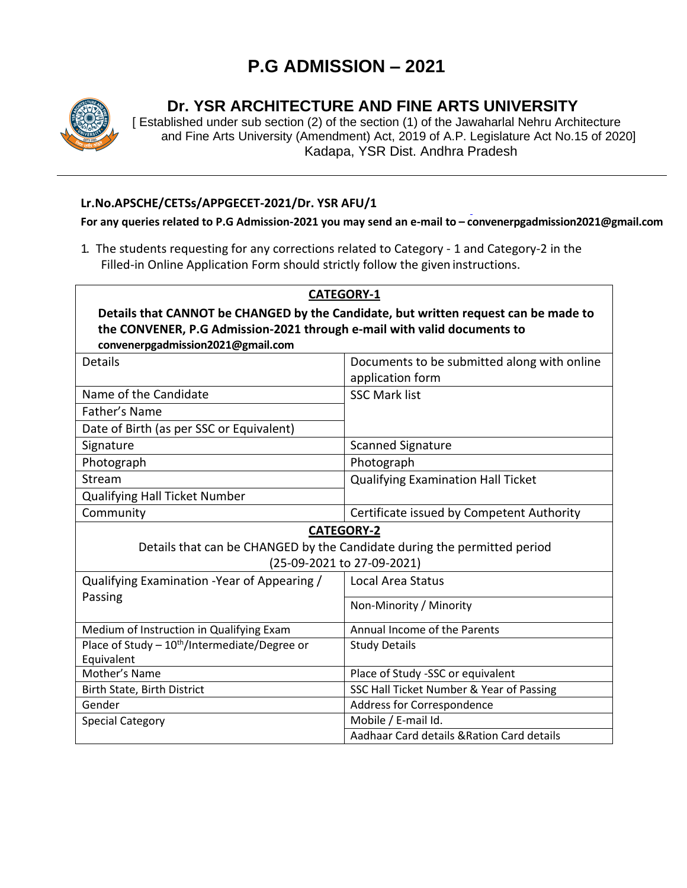# P.G ADMISSION – 2021

## Dr. YSR ARCHITECTURE AND FINE ARTS UNIVERSITY

[ Established under sub section (2) of the section (1) of the Jawaharlal Nehru Architecture and Fine Arts University (Amendment) Act, 2019 of A.P. Legislature Act No.15 of 2020]
Kadapa, YSR Dist. Andhra Pradesh

---

**Lr.No.APSCHE/CETSs/APPGECET-2021/Dr. YSR AFU/1**

**For any queries related to P.G Admission-2021 you may send an e-mail to – convenerpgadmission2021@gmail.com**

1. The students requesting for any corrections related to Category - 1 and Category-2 in the Filled-in Online Application Form should strictly follow the given instructions.

| **CATEGORY-1** **Details that CANNOT be CHANGED by the Candidate, but written request can be made to the CONVENER, P.G Admission-2021 through e-mail with valid documents to convenerpgadmission2021@gmail.com** | |
|---|---|
| Details | Documents to be submitted along with online application form |
| Name of the Candidate | SSC Mark list |
| Father's Name | |
| Date of Birth (as per SSC or Equivalent) | |
| Signature | Scanned Signature |
| Photograph | Photograph |
| Stream | Qualifying Examination Hall Ticket |
| Qualifying Hall Ticket Number | |
| Community | Certificate issued by Competent Authority |
| **CATEGORY-2** Details that can be CHANGED by the Candidate during the permitted period (25-09-2021 to 27-09-2021) | |
| Qualifying Examination -Year of Appearing / Passing | Local Area Status |
| | Non-Minority / Minority |
| Medium of Instruction in Qualifying Exam | Annual Income of the Parents |
| Place of Study – 10th/Intermediate/Degree or Equivalent | Study Details |
| Mother's Name | Place of Study -SSC or equivalent |
| Birth State, Birth District | SSC Hall Ticket Number & Year of Passing |
| Gender | Address for Correspondence |
| Special Category | Mobile / E-mail Id. |
| | Aadhaar Card details &Ration Card details |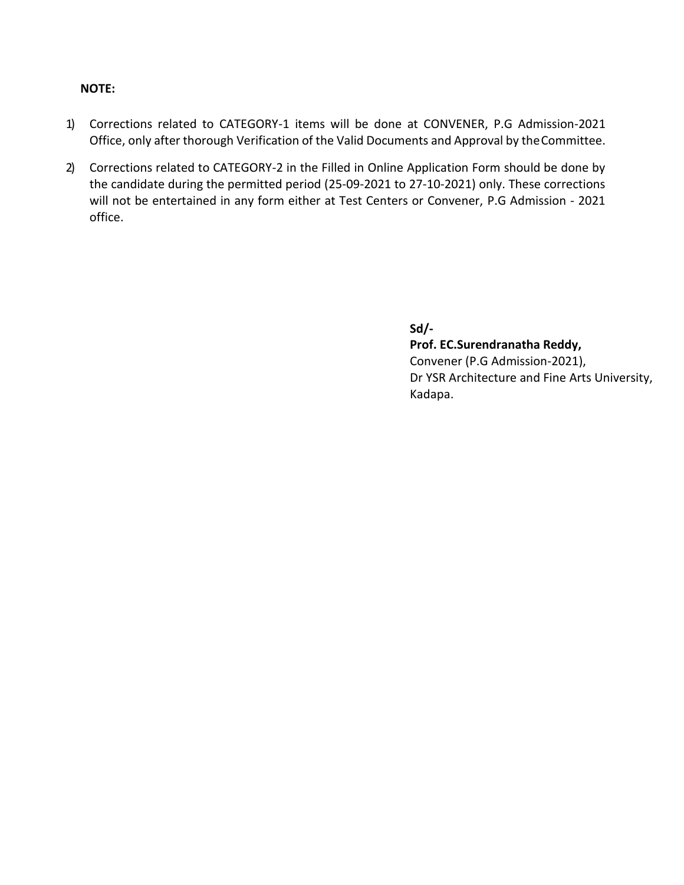**NOTE:**

1) Corrections related to CATEGORY-1 items will be done at CONVENER, P.G Admission-2021 Office, only after thorough Verification of the Valid Documents and Approval by the Committee.

2) Corrections related to CATEGORY-2 in the Filled in Online Application Form should be done by the candidate during the permitted period (25-09-2021 to 27-10-2021) only. These corrections will not be entertained in any form either at Test Centers or Convener, P.G Admission - 2021 office.

**Sd/-**
**Prof. EC.Surendranatha Reddy,**
Convener (P.G Admission-2021),
Dr YSR Architecture and Fine Arts University,
Kadapa.